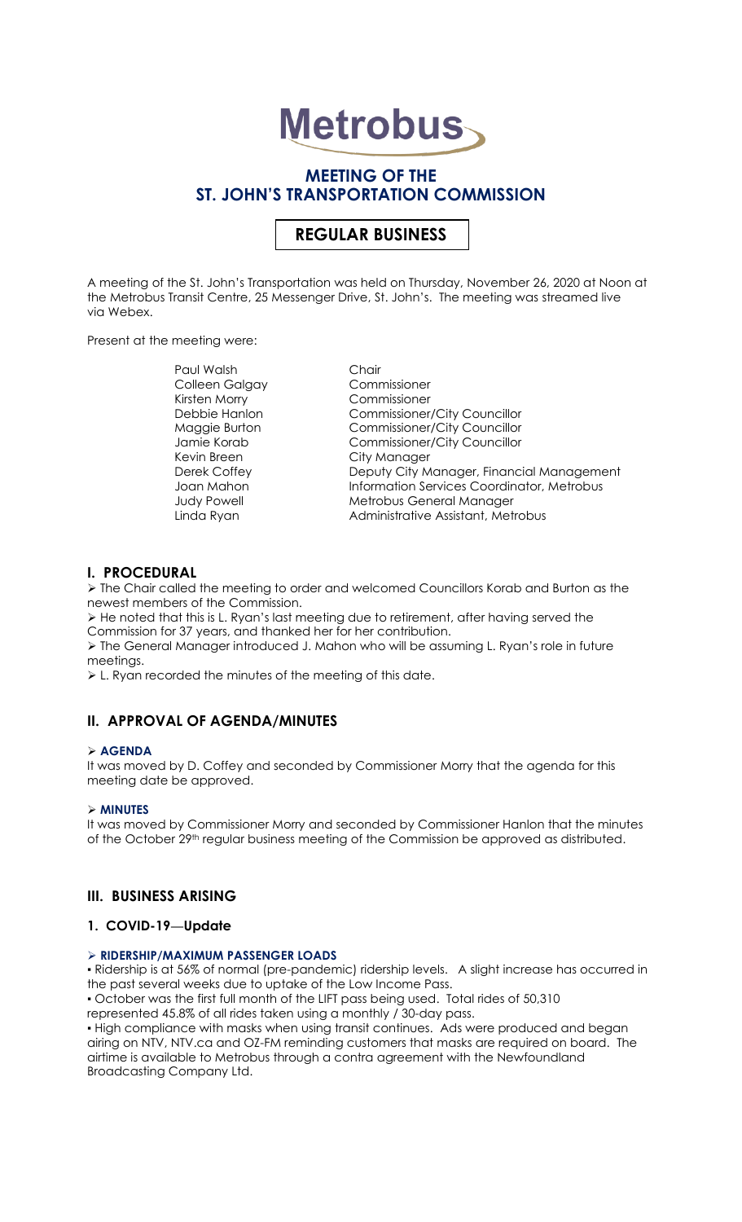# Metrobus

## MEETING OF THE ST. JOHN'S TRANSPORTATION COMMISSION

## REGULAR BUSINESS

A meeting of the St. John's Transportation was held on Thursday, November 26, 2020 at Noon at the Metrobus Transit Centre, 25 Messenger Drive, St. John's. The meeting was streamed live via Webex.

Present at the meeting were:

| | |
|---|---|
| Paul Walsh | Chair |
| Colleen Galgay | Commissioner |
| Kirsten Morry | Commissioner |
| Debbie Hanlon | Commissioner/City Councillor |
| Maggie Burton | Commissioner/City Councillor |
| Jamie Korab | Commissioner/City Councillor |
| Kevin Breen | City Manager |
| Derek Coffey | Deputy City Manager, Financial Management |
| Joan Mahon | Information Services Coordinator, Metrobus |
| Judy Powell | Metrobus General Manager |
| Linda Ryan | Administrative Assistant, Metrobus |

## I. PROCEDURAL

- The Chair called the meeting to order and welcomed Councillors Korab and Burton as the newest members of the Commission.
- He noted that this is L. Ryan's last meeting due to retirement, after having served the Commission for 37 years, and thanked her for her contribution.
- The General Manager introduced J. Mahon who will be assuming L. Ryan's role in future meetings.
- L. Ryan recorded the minutes of the meeting of this date.

## II. APPROVAL OF AGENDA/MINUTES

- **AGENDA**

It was moved by D. Coffey and seconded by Commissioner Morry that the agenda for this meeting date be approved.

- **MINUTES**

It was moved by Commissioner Morry and seconded by Commissioner Hanlon that the minutes of the October 29th regular business meeting of the Commission be approved as distributed.

## III. BUSINESS ARISING

### 1. COVID-19—Update

- **RIDERSHIP/MAXIMUM PASSENGER LOADS**

- Ridership is at 56% of normal (pre-pandemic) ridership levels. A slight increase has occurred in the past several weeks due to uptake of the Low Income Pass.
- October was the first full month of the LIFT pass being used. Total rides of 50,310 represented 45.8% of all rides taken using a monthly / 30-day pass.
- High compliance with masks when using transit continues. Ads were produced and began airing on NTV, NTV.ca and OZ-FM reminding customers that masks are required on board. The airtime is available to Metrobus through a contra agreement with the Newfoundland Broadcasting Company Ltd.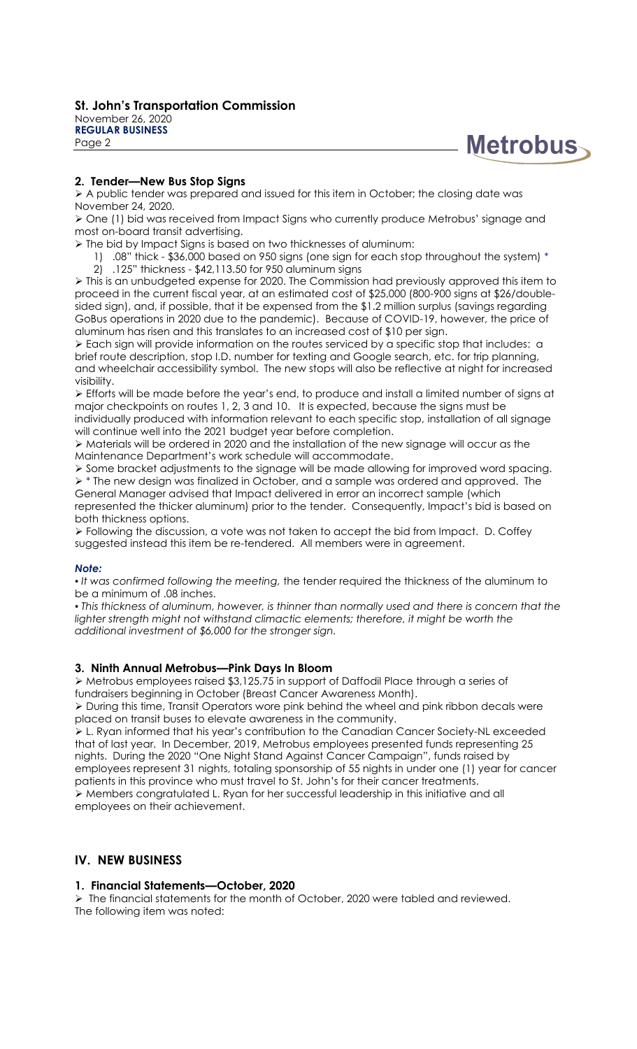## 2. Tender—New Bus Stop Signs

- A public tender was prepared and issued for this item in October; the closing date was November 24, 2020.
- One (1) bid was received from Impact Signs who currently produce Metrobus' signage and most on-board transit advertising.
- The bid by Impact Signs is based on two thicknesses of aluminum:
  1) .08" thick - $36,000 based on 950 signs (one sign for each stop throughout the system) *
  2) .125" thickness - $42,113.50 for 950 aluminum signs
- This is an unbudgeted expense for 2020. The Commission had previously approved this item to proceed in the current fiscal year, at an estimated cost of $25,000 (800-900 signs at $26/double-sided sign), and, if possible, that it be expensed from the $1.2 million surplus (savings regarding GoBus operations in 2020 due to the pandemic). Because of COVID-19, however, the price of aluminum has risen and this translates to an increased cost of $10 per sign.
- Each sign will provide information on the routes serviced by a specific stop that includes: a brief route description, stop I.D. number for texting and Google search, etc. for trip planning, and wheelchair accessibility symbol. The new stops will also be reflective at night for increased visibility.
- Efforts will be made before the year's end, to produce and install a limited number of signs at major checkpoints on routes 1, 2, 3 and 10. It is expected, because the signs must be individually produced with information relevant to each specific stop, installation of all signage will continue well into the 2021 budget year before completion.
- Materials will be ordered in 2020 and the installation of the new signage will occur as the Maintenance Department's work schedule will accommodate.
- Some bracket adjustments to the signage will be made allowing for improved word spacing.
- * The new design was finalized in October, and a sample was ordered and approved. The General Manager advised that Impact delivered in error an incorrect sample (which represented the thicker aluminum) prior to the tender. Consequently, Impact's bid is based on both thickness options.
- Following the discussion, a vote was not taken to accept the bid from Impact. D. Coffey suggested instead this item be re-tendered. All members were in agreement.

***Note:***

- *It was confirmed following the meeting,* the tender required the thickness of the aluminum to be a minimum of .08 inches.
- *This thickness of aluminum, however, is thinner than normally used and there is concern that the lighter strength might not withstand climactic elements; therefore, it might be worth the additional investment of $6,000 for the stronger sign.*

## 3. Ninth Annual Metrobus—Pink Days In Bloom

- Metrobus employees raised $3,125.75 in support of Daffodil Place through a series of fundraisers beginning in October (Breast Cancer Awareness Month).
- During this time, Transit Operators wore pink behind the wheel and pink ribbon decals were placed on transit buses to elevate awareness in the community.
- L. Ryan informed that his year's contribution to the Canadian Cancer Society-NL exceeded that of last year. In December, 2019, Metrobus employees presented funds representing 25 nights. During the 2020 "One Night Stand Against Cancer Campaign", funds raised by employees represent 31 nights, totaling sponsorship of 55 nights in under one (1) year for cancer patients in this province who must travel to St. John's for their cancer treatments.
- Members congratulated L. Ryan for her successful leadership in this initiative and all employees on their achievement.

# IV. NEW BUSINESS

## 1. Financial Statements—October, 2020

- The financial statements for the month of October, 2020 were tabled and reviewed.

The following item was noted: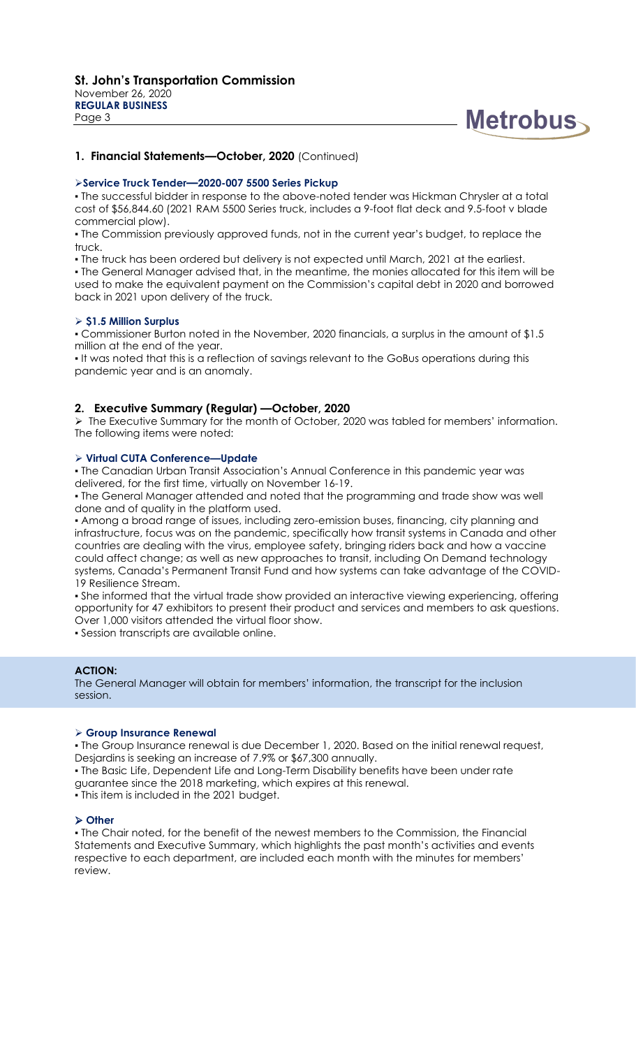## 1. Financial Statements—October, 2020 (Continued)

### ➢ Service Truck Tender—2020-007 5500 Series Pickup

▪ The successful bidder in response to the above-noted tender was Hickman Chrysler at a total cost of $56,844.60 (2021 RAM 5500 Series truck, includes a 9-foot flat deck and 9.5-foot v blade commercial plow).

▪ The Commission previously approved funds, not in the current year's budget, to replace the truck.

▪ The truck has been ordered but delivery is not expected until March, 2021 at the earliest.

▪ The General Manager advised that, in the meantime, the monies allocated for this item will be used to make the equivalent payment on the Commission's capital debt in 2020 and borrowed back in 2021 upon delivery of the truck.

### ➢ $1.5 Million Surplus

▪ Commissioner Burton noted in the November, 2020 financials, a surplus in the amount of $1.5 million at the end of the year.

▪ It was noted that this is a reflection of savings relevant to the GoBus operations during this pandemic year and is an anomaly.

## 2. Executive Summary (Regular) —October, 2020

➢ The Executive Summary for the month of October, 2020 was tabled for members' information. The following items were noted:

### ➢ Virtual CUTA Conference—Update

▪ The Canadian Urban Transit Association's Annual Conference in this pandemic year was delivered, for the first time, virtually on November 16-19.

▪ The General Manager attended and noted that the programming and trade show was well done and of quality in the platform used.

▪ Among a broad range of issues, including zero-emission buses, financing, city planning and infrastructure, focus was on the pandemic, specifically how transit systems in Canada and other countries are dealing with the virus, employee safety, bringing riders back and how a vaccine could affect change; as well as new approaches to transit, including On Demand technology systems, Canada's Permanent Transit Fund and how systems can take advantage of the COVID-19 Resilience Stream.

▪ She informed that the virtual trade show provided an interactive viewing experiencing, offering opportunity for 47 exhibitors to present their product and services and members to ask questions. Over 1,000 visitors attended the virtual floor show.

▪ Session transcripts are available online.

**ACTION:**
The General Manager will obtain for members' information, the transcript for the inclusion session.

### ➢ Group Insurance Renewal

▪ The Group Insurance renewal is due December 1, 2020. Based on the initial renewal request, Desjardins is seeking an increase of 7.9% or $67,300 annually.

▪ The Basic Life, Dependent Life and Long-Term Disability benefits have been under rate guarantee since the 2018 marketing, which expires at this renewal.

▪ This item is included in the 2021 budget.

### ➢ Other

▪ The Chair noted, for the benefit of the newest members to the Commission, the Financial Statements and Executive Summary, which highlights the past month's activities and events respective to each department, are included each month with the minutes for members' review.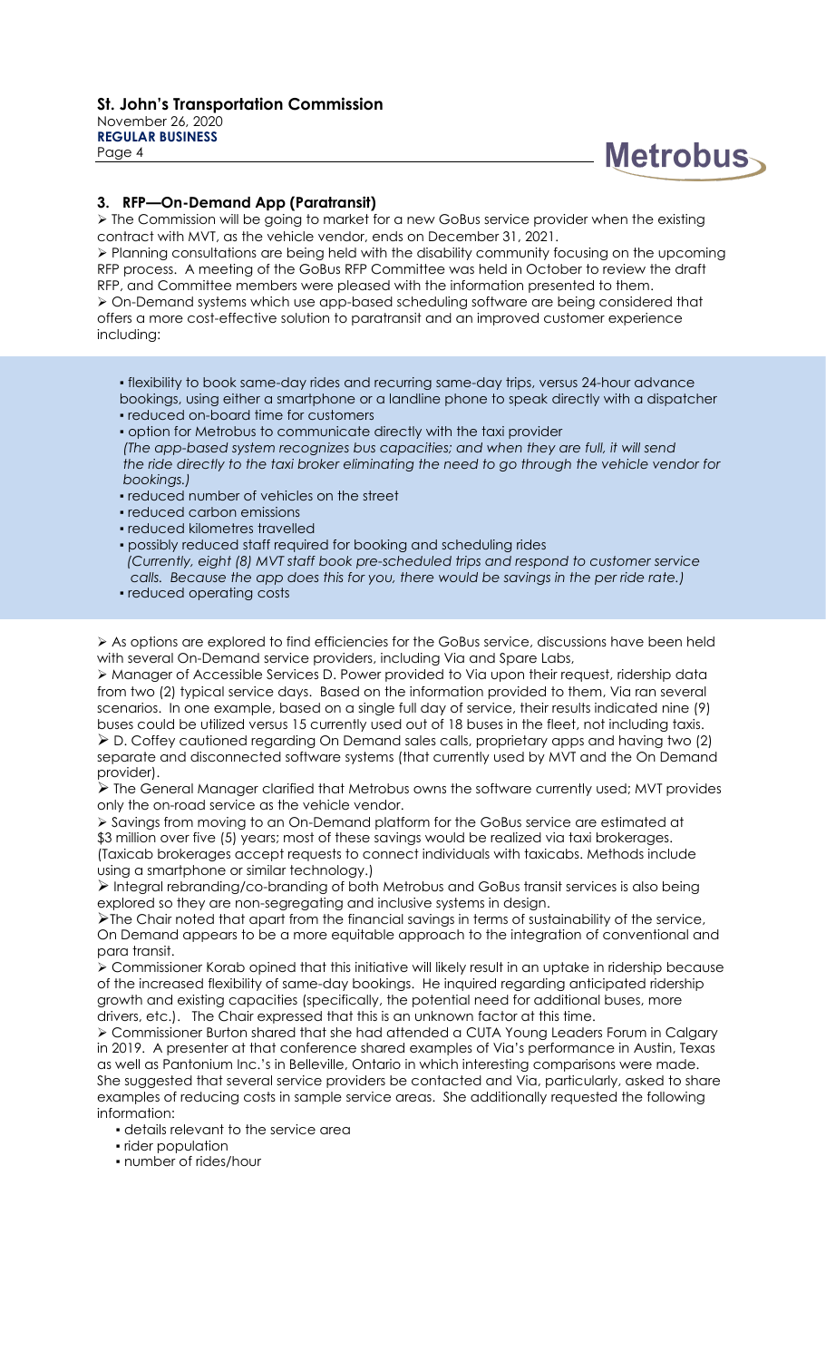### 3. RFP—On-Demand App (Paratransit)

➢ The Commission will be going to market for a new GoBus service provider when the existing contract with MVT, as the vehicle vendor, ends on December 31, 2021.

➢ Planning consultations are being held with the disability community focusing on the upcoming RFP process. A meeting of the GoBus RFP Committee was held in October to review the draft RFP, and Committee members were pleased with the information presented to them.

➢ On-Demand systems which use app-based scheduling software are being considered that offers a more cost-effective solution to paratransit and an improved customer experience including:

- flexibility to book same-day rides and recurring same-day trips, versus 24-hour advance bookings, using either a smartphone or a landline phone to speak directly with a dispatcher
- reduced on-board time for customers
- option for Metrobus to communicate directly with the taxi provider
  *(The app-based system recognizes bus capacities; and when they are full, it will send the ride directly to the taxi broker eliminating the need to go through the vehicle vendor for bookings.)*
- reduced number of vehicles on the street
- reduced carbon emissions
- reduced kilometres travelled
- possibly reduced staff required for booking and scheduling rides
  *(Currently, eight (8) MVT staff book pre-scheduled trips and respond to customer service calls. Because the app does this for you, there would be savings in the per ride rate.)*
- reduced operating costs

➢ As options are explored to find efficiencies for the GoBus service, discussions have been held with several On-Demand service providers, including Via and Spare Labs,

➢ Manager of Accessible Services D. Power provided to Via upon their request, ridership data from two (2) typical service days. Based on the information provided to them, Via ran several scenarios. In one example, based on a single full day of service, their results indicated nine (9) buses could be utilized versus 15 currently used out of 18 buses in the fleet, not including taxis.

➢ D. Coffey cautioned regarding On Demand sales calls, proprietary apps and having two (2) separate and disconnected software systems (that currently used by MVT and the On Demand provider).

➢ The General Manager clarified that Metrobus owns the software currently used; MVT provides only the on-road service as the vehicle vendor.

➢ Savings from moving to an On-Demand platform for the GoBus service are estimated at $3 million over five (5) years; most of these savings would be realized via taxi brokerages. (Taxicab brokerages accept requests to connect individuals with taxicabs. Methods include using a smartphone or similar technology.)

➢ Integral rebranding/co-branding of both Metrobus and GoBus transit services is also being explored so they are non-segregating and inclusive systems in design.

➢ The Chair noted that apart from the financial savings in terms of sustainability of the service, On Demand appears to be a more equitable approach to the integration of conventional and para transit.

➢ Commissioner Korab opined that this initiative will likely result in an uptake in ridership because of the increased flexibility of same-day bookings. He inquired regarding anticipated ridership growth and existing capacities (specifically, the potential need for additional buses, more drivers, etc.). The Chair expressed that this is an unknown factor at this time.

➢ Commissioner Burton shared that she had attended a CUTA Young Leaders Forum in Calgary in 2019. A presenter at that conference shared examples of Via's performance in Austin, Texas as well as Pantonium Inc.'s in Belleville, Ontario in which interesting comparisons were made. She suggested that several service providers be contacted and Via, particularly, asked to share examples of reducing costs in sample service areas. She additionally requested the following information:

- details relevant to the service area
- rider population
- number of rides/hour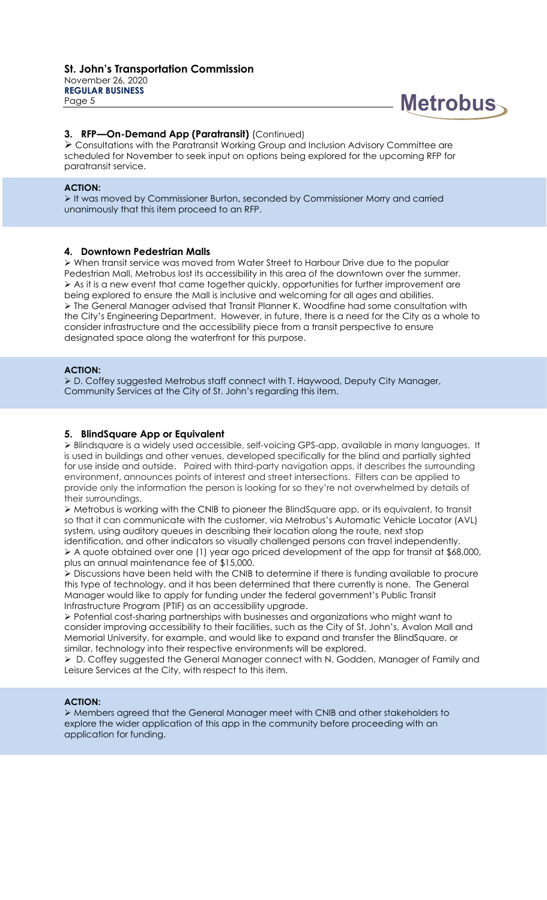### 3. RFP—On-Demand App (Paratransit) (Continued)

➢ Consultations with the Paratransit Working Group and Inclusion Advisory Committee are scheduled for November to seek input on options being explored for the upcoming RFP for paratransit service.

**ACTION:**

➢ It was moved by Commissioner Burton, seconded by Commissioner Morry and carried unanimously that this item proceed to an RFP.

### 4. Downtown Pedestrian Malls

➢ When transit service was moved from Water Street to Harbour Drive due to the popular Pedestrian Mall, Metrobus lost its accessibility in this area of the downtown over the summer.
➢ As it is a new event that came together quickly, opportunities for further improvement are being explored to ensure the Mall is inclusive and welcoming for all ages and abilities.
➢ The General Manager advised that Transit Planner K. Woodfine had some consultation with the City's Engineering Department. However, in future, there is a need for the City as a whole to consider infrastructure and the accessibility piece from a transit perspective to ensure designated space along the waterfront for this purpose.

**ACTION:**

➢ D. Coffey suggested Metrobus staff connect with T. Haywood, Deputy City Manager, Community Services at the City of St. John's regarding this item.

### 5. BlindSquare App or Equivalent

➢ Blindsquare is a widely used accessible, self-voicing GPS-app, available in many languages. It is used in buildings and other venues, developed specifically for the blind and partially sighted for use inside and outside. Paired with third-party navigation apps, it describes the surrounding environment, announces points of interest and street intersections. Filters can be applied to provide only the information the person is looking for so they're not overwhelmed by details of their surroundings.
➢ Metrobus is working with the CNIB to pioneer the BlindSquare app, or its equivalent, to transit so that it can communicate with the customer, via Metrobus's Automatic Vehicle Locator (AVL) system, using auditory queues in describing their location along the route, next stop identification, and other indicators so visually challenged persons can travel independently.
➢ A quote obtained over one (1) year ago priced development of the app for transit at $68,000, plus an annual maintenance fee of $15,000.
➢ Discussions have been held with the CNIB to determine if there is funding available to procure this type of technology, and it has been determined that there currently is none. The General Manager would like to apply for funding under the federal government's Public Transit Infrastructure Program (PTIF) as an accessibility upgrade.
➢ Potential cost-sharing partnerships with businesses and organizations who might want to consider improving accessibility to their facilities, such as the City of St. John's, Avalon Mall and Memorial University, for example, and would like to expand and transfer the BlindSquare, or similar, technology into their respective environments will be explored.
➢ D. Coffey suggested the General Manager connect with N. Godden, Manager of Family and Leisure Services at the City, with respect to this item.

**ACTION:**

➢ Members agreed that the General Manager meet with CNIB and other stakeholders to explore the wider application of this app in the community before proceeding with an application for funding.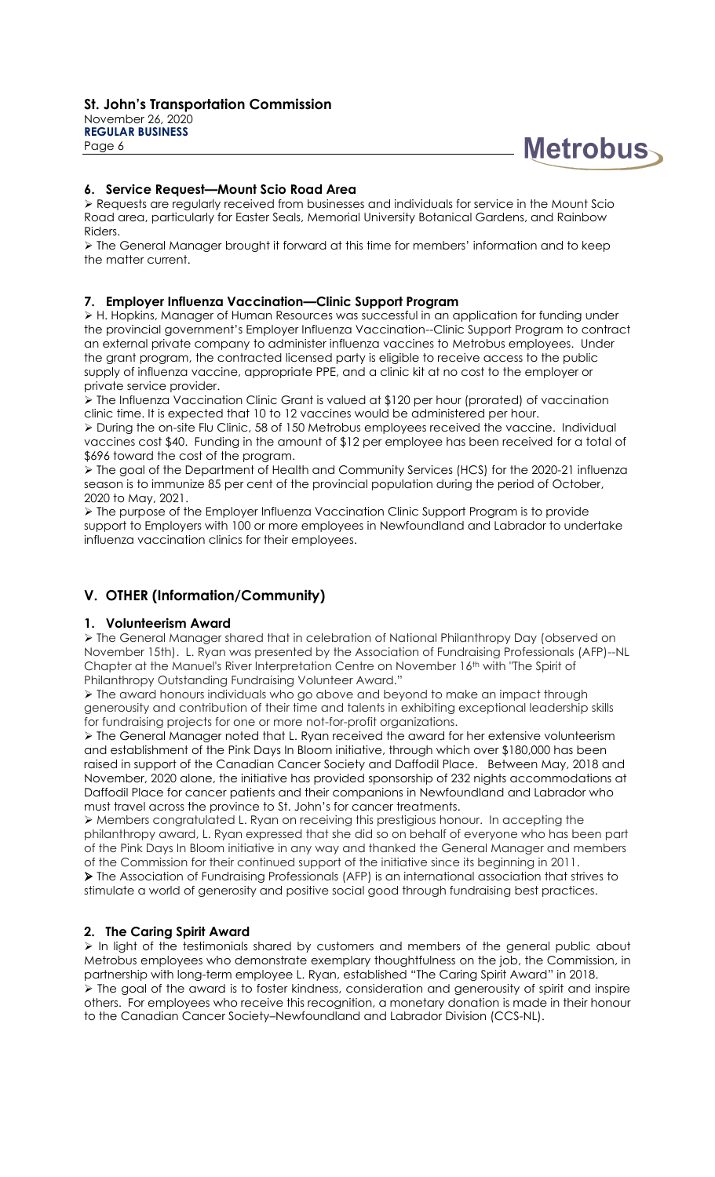### 6. Service Request—Mount Scio Road Area

- Requests are regularly received from businesses and individuals for service in the Mount Scio Road area, particularly for Easter Seals, Memorial University Botanical Gardens, and Rainbow Riders.
- The General Manager brought it forward at this time for members' information and to keep the matter current.

### 7. Employer Influenza Vaccination—Clinic Support Program

- H. Hopkins, Manager of Human Resources was successful in an application for funding under the provincial government's Employer Influenza Vaccination--Clinic Support Program to contract an external private company to administer influenza vaccines to Metrobus employees. Under the grant program, the contracted licensed party is eligible to receive access to the public supply of influenza vaccine, appropriate PPE, and a clinic kit at no cost to the employer or private service provider.
- The Influenza Vaccination Clinic Grant is valued at $120 per hour (prorated) of vaccination clinic time. It is expected that 10 to 12 vaccines would be administered per hour.
- During the on-site Flu Clinic, 58 of 150 Metrobus employees received the vaccine. Individual vaccines cost $40. Funding in the amount of $12 per employee has been received for a total of $696 toward the cost of the program.
- The goal of the Department of Health and Community Services (HCS) for the 2020-21 influenza season is to immunize 85 per cent of the provincial population during the period of October, 2020 to May, 2021.
- The purpose of the Employer Influenza Vaccination Clinic Support Program is to provide support to Employers with 100 or more employees in Newfoundland and Labrador to undertake influenza vaccination clinics for their employees.

## V. OTHER (Information/Community)

### 1. Volunteerism Award

- The General Manager shared that in celebration of National Philanthropy Day (observed on November 15th). L. Ryan was presented by the Association of Fundraising Professionals (AFP)--NL Chapter at the Manuel's River Interpretation Centre on November 16th with "The Spirit of Philanthropy Outstanding Fundraising Volunteer Award."
- The award honours individuals who go above and beyond to make an impact through generosity and contribution of their time and talents in exhibiting exceptional leadership skills for fundraising projects for one or more not-for-profit organizations.
- The General Manager noted that L. Ryan received the award for her extensive volunteerism and establishment of the Pink Days In Bloom initiative, through which over $180,000 has been raised in support of the Canadian Cancer Society and Daffodil Place. Between May, 2018 and November, 2020 alone, the initiative has provided sponsorship of 232 nights accommodations at Daffodil Place for cancer patients and their companions in Newfoundland and Labrador who must travel across the province to St. John's for cancer treatments.
- Members congratulated L. Ryan on receiving this prestigious honour. In accepting the philanthropy award, L. Ryan expressed that she did so on behalf of everyone who has been part of the Pink Days In Bloom initiative in any way and thanked the General Manager and members of the Commission for their continued support of the initiative since its beginning in 2011.
- The Association of Fundraising Professionals (AFP) is an international association that strives to stimulate a world of generosity and positive social good through fundraising best practices.

### 2. The Caring Spirit Award

- In light of the testimonials shared by customers and members of the general public about Metrobus employees who demonstrate exemplary thoughtfulness on the job, the Commission, in partnership with long-term employee L. Ryan, established "The Caring Spirit Award" in 2018.
- The goal of the award is to foster kindness, consideration and generousity of spirit and inspire others. For employees who receive this recognition, a monetary donation is made in their honour to the Canadian Cancer Society–Newfoundland and Labrador Division (CCS-NL).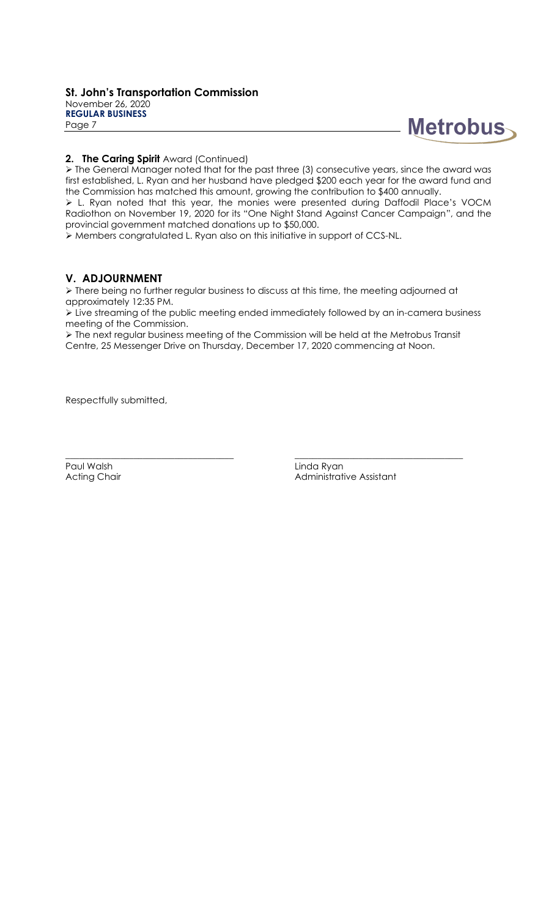**2. The Caring Spirit** Award (Continued)

➢ The General Manager noted that for the past three (3) consecutive years, since the award was first established, L. Ryan and her husband have pledged $200 each year for the award fund and the Commission has matched this amount, growing the contribution to $400 annually.

➢ L. Ryan noted that this year, the monies were presented during Daffodil Place's VOCM Radiothon on November 19, 2020 for its "One Night Stand Against Cancer Campaign", and the provincial government matched donations up to $50,000.

➢ Members congratulated L. Ryan also on this initiative in support of CCS-NL.

## V. ADJOURNMENT

➢ There being no further regular business to discuss at this time, the meeting adjourned at approximately 12:35 PM.

➢ Live streaming of the public meeting ended immediately followed by an in-camera business meeting of the Commission.

➢ The next regular business meeting of the Commission will be held at the Metrobus Transit Centre, 25 Messenger Drive on Thursday, December 17, 2020 commencing at Noon.

Respectfully submitted,

\_\_\_\_\_\_\_\_\_\_\_\_\_\_\_\_\_\_\_\_\_\_\_\_\_\_\_\_\_\_\_\_\_\_\_\_\_
Paul Walsh
Acting Chair

\_\_\_\_\_\_\_\_\_\_\_\_\_\_\_\_\_\_\_\_\_\_\_\_\_\_\_\_\_\_\_\_\_\_\_\_\_
Linda Ryan
Administrative Assistant